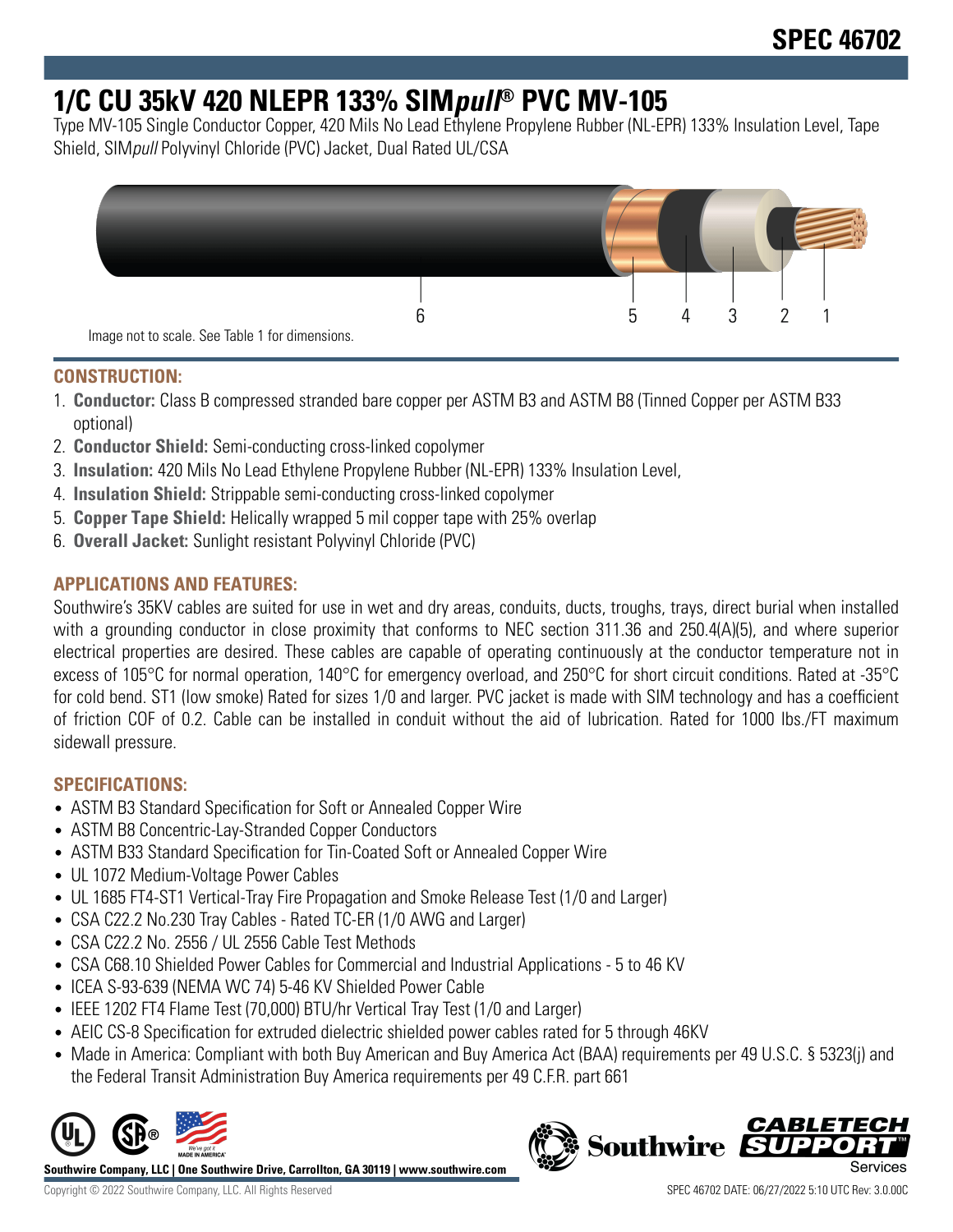# SPEC 46702

# 1/C CU 35kV 420 NLEPR 133% SIM*pull*® PVC MV-105

Type MV-105 Single Conductor Copper, 420 Mils No Lead Ethylene Propylene Rubber (NL-EPR) 133% Insulation Level, Tape Shield, SIM*pull* Polyvinyl Chloride (PVC) Jacket, Dual Rated UL/CSA

6 5 4 3 2 1

Image not to scale. See Table 1 for dimensions.

## CONSTRUCTION:

1. **Conductor:** Class B compressed stranded bare copper per ASTM B3 and ASTM B8 (Tinned Copper per ASTM B33 optional)
2. **Conductor Shield:** Semi-conducting cross-linked copolymer
3. **Insulation:** 420 Mils No Lead Ethylene Propylene Rubber (NL-EPR) 133% Insulation Level,
4. **Insulation Shield:** Strippable semi-conducting cross-linked copolymer
5. **Copper Tape Shield:** Helically wrapped 5 mil copper tape with 25% overlap
6. **Overall Jacket:** Sunlight resistant Polyvinyl Chloride (PVC)

## APPLICATIONS AND FEATURES:

Southwire's 35KV cables are suited for use in wet and dry areas, conduits, ducts, troughs, trays, direct burial when installed with a grounding conductor in close proximity that conforms to NEC section 311.36 and 250.4(A)(5), and where superior electrical properties are desired. These cables are capable of operating continuously at the conductor temperature not in excess of 105°C for normal operation, 140°C for emergency overload, and 250°C for short circuit conditions. Rated at -35°C for cold bend. ST1 (low smoke) Rated for sizes 1/0 and larger. PVC jacket is made with SIM technology and has a coefficient of friction COF of 0.2. Cable can be installed in conduit without the aid of lubrication. Rated for 1000 lbs./FT maximum sidewall pressure.

## SPECIFICATIONS:

- ASTM B3 Standard Specification for Soft or Annealed Copper Wire
- ASTM B8 Concentric-Lay-Stranded Copper Conductors
- ASTM B33 Standard Specification for Tin-Coated Soft or Annealed Copper Wire
- UL 1072 Medium-Voltage Power Cables
- UL 1685 FT4-ST1 Vertical-Tray Fire Propagation and Smoke Release Test (1/0 and Larger)
- CSA C22.2 No.230 Tray Cables - Rated TC-ER (1/0 AWG and Larger)
- CSA C22.2 No. 2556 / UL 2556 Cable Test Methods
- CSA C68.10 Shielded Power Cables for Commercial and Industrial Applications - 5 to 46 KV
- ICEA S-93-639 (NEMA WC 74) 5-46 KV Shielded Power Cable
- IEEE 1202 FT4 Flame Test (70,000) BTU/hr Vertical Tray Test (1/0 and Larger)
- AEIC CS-8 Specification for extruded dielectric shielded power cables rated for 5 through 46KV
- Made in America: Compliant with both Buy American and Buy America Act (BAA) requirements per 49 U.S.C. § 5323(j) and the Federal Transit Administration Buy America requirements per 49 C.F.R. part 661

**Southwire Company, LLC | One Southwire Drive, Carrollton, GA 30119 | www.southwire.com**

Copyright © 2022 Southwire Company, LLC. All Rights Reserved

SPEC 46702 DATE: 06/27/2022 5:10 UTC Rev: 3.0.00C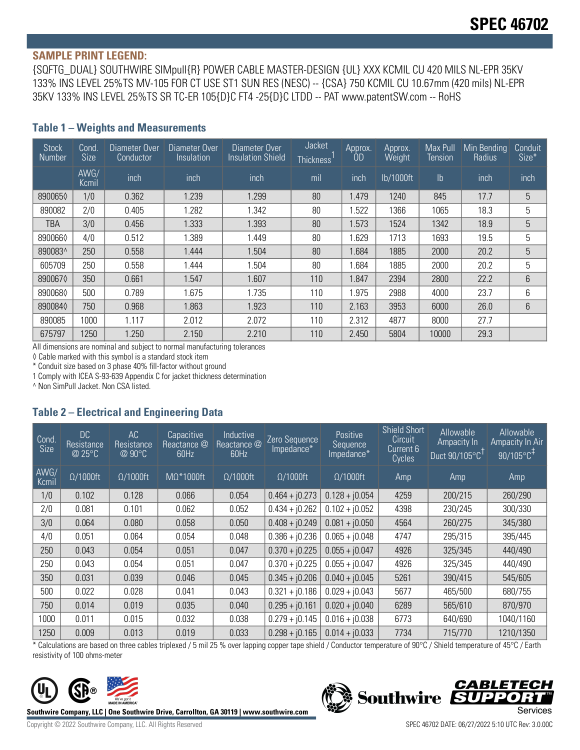# SPEC 46702

**SAMPLE PRINT LEGEND:**

{SQFTG_DUAL} SOUTHWIRE SIMpull{R} POWER CABLE MASTER-DESIGN {UL} XXX KCMIL CU 420 MILS NL-EPR 35KV 133% INS LEVEL 25%TS MV-105 FOR CT USE ST1 SUN RES (NESC) -- {CSA} 750 KCMIL CU 10.67mm (420 mils) NL-EPR 35KV 133% INS LEVEL 25%TS SR TC-ER 105{D}C FT4 -25{D}C LTDD -- PAT www.patentSW.com -- RoHS

## Table 1 – Weights and Measurements

| Stock Number | Cond. Size | Diameter Over Conductor | Diameter Over Insulation | Diameter Over Insulation Shield | Jacket Thickness[1] | Approx. OD | Approx. Weight | Max Pull Tension | Min Bending Radius | Conduit Size* |
|---|---|---|---|---|---|---|---|---|---|---|
| | AWG/ Kcmil | inch | inch | inch | mil | inch | lb/1000ft | lb | inch | inch |
| 890065◊ | 1/0 | 0.362 | 1.239 | 1.299 | 80 | 1.479 | 1240 | 845 | 17.7 | 5 |
| 890082 | 2/0 | 0.405 | 1.282 | 1.342 | 80 | 1.522 | 1366 | 1065 | 18.3 | 5 |
| TBA | 3/0 | 0.456 | 1.333 | 1.393 | 80 | 1.573 | 1524 | 1342 | 18.9 | 5 |
| 890066◊ | 4/0 | 0.512 | 1.389 | 1.449 | 80 | 1.629 | 1713 | 1693 | 19.5 | 5 |
| 890083^ | 250 | 0.558 | 1.444 | 1.504 | 80 | 1.684 | 1885 | 2000 | 20.2 | 5 |
| 605709 | 250 | 0.558 | 1.444 | 1.504 | 80 | 1.684 | 1885 | 2000 | 20.2 | 5 |
| 890067◊ | 350 | 0.661 | 1.547 | 1.607 | 110 | 1.847 | 2394 | 2800 | 22.2 | 6 |
| 890068◊ | 500 | 0.789 | 1.675 | 1.735 | 110 | 1.975 | 2988 | 4000 | 23.7 | 6 |
| 890084◊ | 750 | 0.968 | 1.863 | 1.923 | 110 | 2.163 | 3953 | 6000 | 26.0 | 6 |
| 890085 | 1000 | 1.117 | 2.012 | 2.072 | 110 | 2.312 | 4877 | 8000 | 27.7 | |
| 675797 | 1250 | 1.250 | 2.150 | 2.210 | 110 | 2.450 | 5804 | 10000 | 29.3 | |

All dimensions are nominal and subject to normal manufacturing tolerances

◊ Cable marked with this symbol is a standard stock item

* Conduit size based on 3 phase 40% fill-factor without ground

1 Comply with ICEA S-93-639 Appendix C for jacket thickness determination

^ Non SimPull Jacket. Non CSA listed.

## Table 2 – Electrical and Engineering Data

| Cond. Size | DC Resistance @ 25°C | AC Resistance @ 90°C | Capacitive Reactance @ 60Hz | Inductive Reactance @ 60Hz | Zero Sequence Impedance* | Positive Sequence Impedance* | Shield Short Circuit Current 6 Cycles | Allowable Ampacity In Duct 90/105°C† | Allowable Ampacity In Air 90/105°C‡ |
|---|---|---|---|---|---|---|---|---|---|
| AWG/ Kcmil | Ω/1000ft | Ω/1000ft | MΩ*1000ft | Ω/1000ft | Ω/1000ft | Ω/1000ft | Amp | Amp | Amp |
| 1/0 | 0.102 | 0.128 | 0.066 | 0.054 | 0.464 + j0.273 | 0.128 + j0.054 | 4259 | 200/215 | 260/290 |
| 2/0 | 0.081 | 0.101 | 0.062 | 0.052 | 0.434 + j0.262 | 0.102 + j0.052 | 4398 | 230/245 | 300/330 |
| 3/0 | 0.064 | 0.080 | 0.058 | 0.050 | 0.408 + j0.249 | 0.081 + j0.050 | 4564 | 260/275 | 345/380 |
| 4/0 | 0.051 | 0.064 | 0.054 | 0.048 | 0.386 + j0.236 | 0.065 + j0.048 | 4747 | 295/315 | 395/445 |
| 250 | 0.043 | 0.054 | 0.051 | 0.047 | 0.370 + j0.225 | 0.055 + j0.047 | 4926 | 325/345 | 440/490 |
| 250 | 0.043 | 0.054 | 0.051 | 0.047 | 0.370 + j0.225 | 0.055 + j0.047 | 4926 | 325/345 | 440/490 |
| 350 | 0.031 | 0.039 | 0.046 | 0.045 | 0.345 + j0.206 | 0.040 + j0.045 | 5261 | 390/415 | 545/605 |
| 500 | 0.022 | 0.028 | 0.041 | 0.043 | 0.321 + j0.186 | 0.029 + j0.043 | 5677 | 465/500 | 680/755 |
| 750 | 0.014 | 0.019 | 0.035 | 0.040 | 0.295 + j0.161 | 0.020 + j0.040 | 6289 | 565/610 | 870/970 |
| 1000 | 0.011 | 0.015 | 0.032 | 0.038 | 0.279 + j0.145 | 0.016 + j0.038 | 6773 | 640/690 | 1040/1160 |
| 1250 | 0.009 | 0.013 | 0.019 | 0.033 | 0.298 + j0.165 | 0.014 + j0.033 | 7734 | 715/770 | 1210/1350 |

* Calculations are based on three cables triplexed / 5 mil 25 % over lapping copper tape shield / Conductor temperature of 90°C / Shield temperature of 45°C / Earth resistivity of 100 ohms-meter

Southwire Company, LLC | One Southwire Drive, Carrollton, GA 30119 | www.southwire.com

Copyright © 2022 Southwire Company, LLC. All Rights Reserved

SPEC 46702 DATE: 06/27/2022 5:10 UTC Rev: 3.0.00C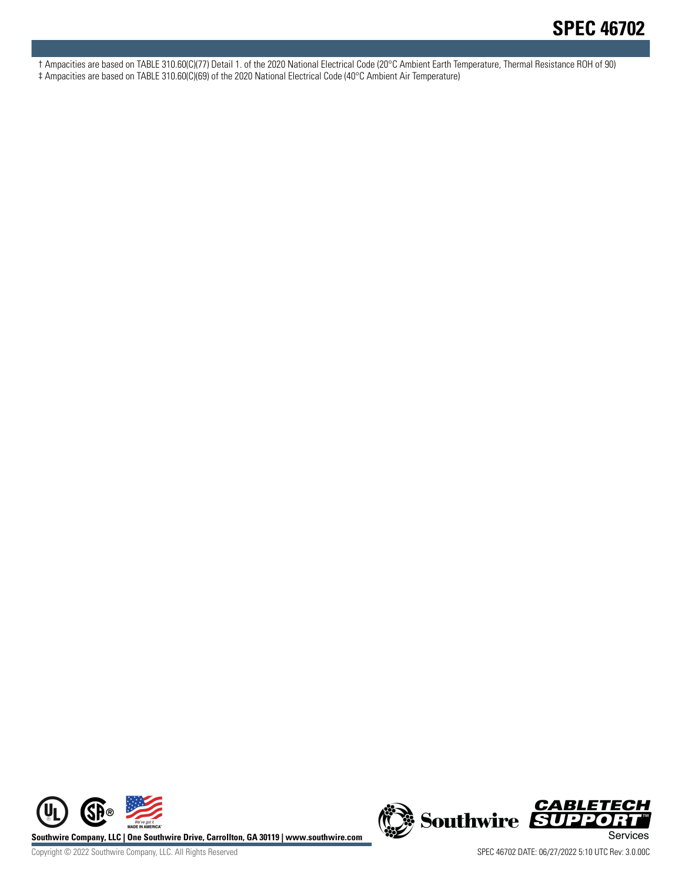† Ampacities are based on TABLE 310.60(C)(77) Detail 1. of the 2020 National Electrical Code (20°C Ambient Earth Temperature, Thermal Resistance ROH of 90)

‡ Ampacities are based on TABLE 310.60(C)(69) of the 2020 National Electrical Code (40°C Ambient Air Temperature)